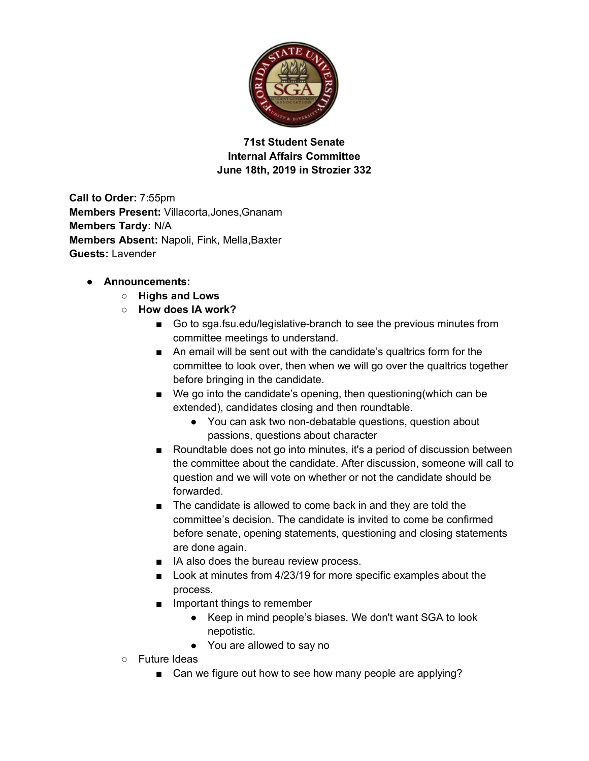**71st Student Senate**
**Internal Affairs Committee**
**June 18th, 2019 in Strozier 332**

**Call to Order:** 7:55pm
**Members Present:** Villacorta,Jones,Gnanam
**Members Tardy:** N/A
**Members Absent:** Napoli, Fink, Mella,Baxter
**Guests:** Lavender

- **Announcements:**
  - **Highs and Lows**
  - **How does IA work?**
    - Go to sga.fsu.edu/legislative-branch to see the previous minutes from committee meetings to understand.
    - An email will be sent out with the candidate's qualtrics form for the committee to look over, then when we will go over the qualtrics together before bringing in the candidate.
    - We go into the candidate's opening, then questioning(which can be extended), candidates closing and then roundtable.
      - You can ask two non-debatable questions, question about passions, questions about character
    - Roundtable does not go into minutes, it's a period of discussion between the committee about the candidate. After discussion, someone will call to question and we will vote on whether or not the candidate should be forwarded.
    - The candidate is allowed to come back in and they are told the committee's decision. The candidate is invited to come be confirmed before senate, opening statements, questioning and closing statements are done again.
    - IA also does the bureau review process.
    - Look at minutes from 4/23/19 for more specific examples about the process.
    - Important things to remember
      - Keep in mind people's biases. We don't want SGA to look nepotistic.
      - You are allowed to say no
  - Future Ideas
    - Can we figure out how to see how many people are applying?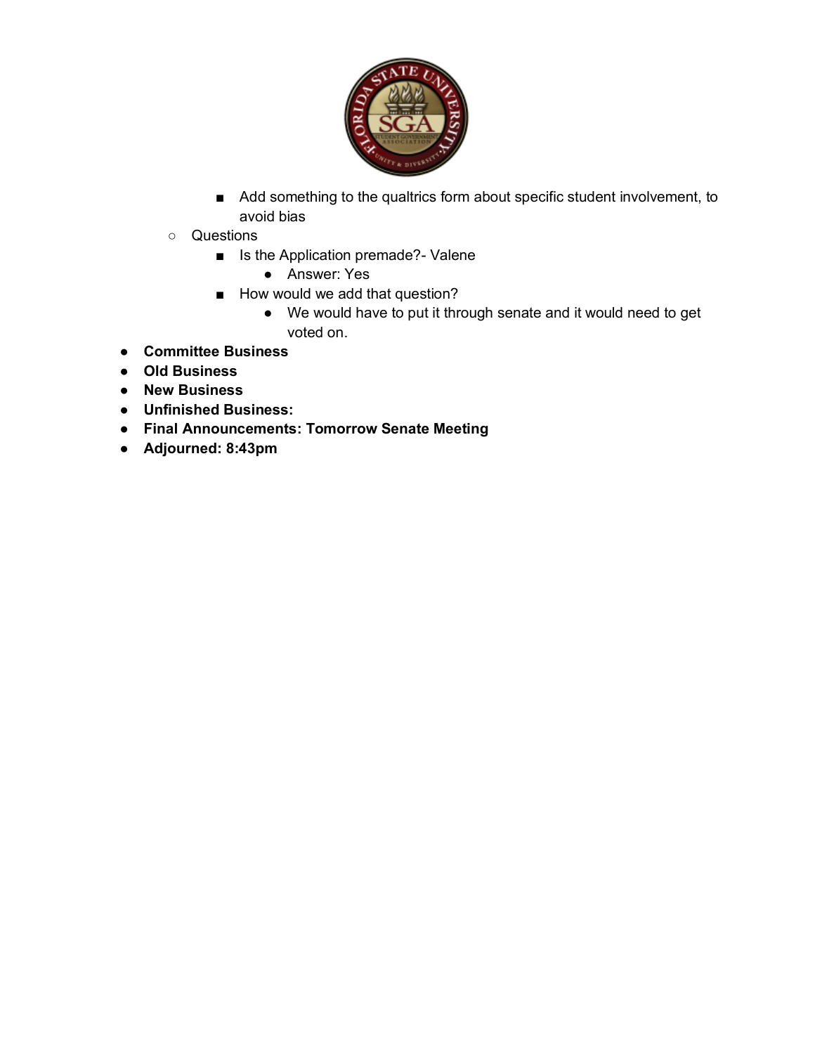- Add something to the qualtrics form about specific student involvement, to avoid bias
    - Questions
        - Is the Application premade?- Valene
            - Answer: Yes
        - How would we add that question?
            - We would have to put it through senate and it would need to get voted on.

- **Committee Business**
- **Old Business**
- **New Business**
- **Unfinished Business:**
- **Final Announcements: Tomorrow Senate Meeting**
- **Adjourned: 8:43pm**